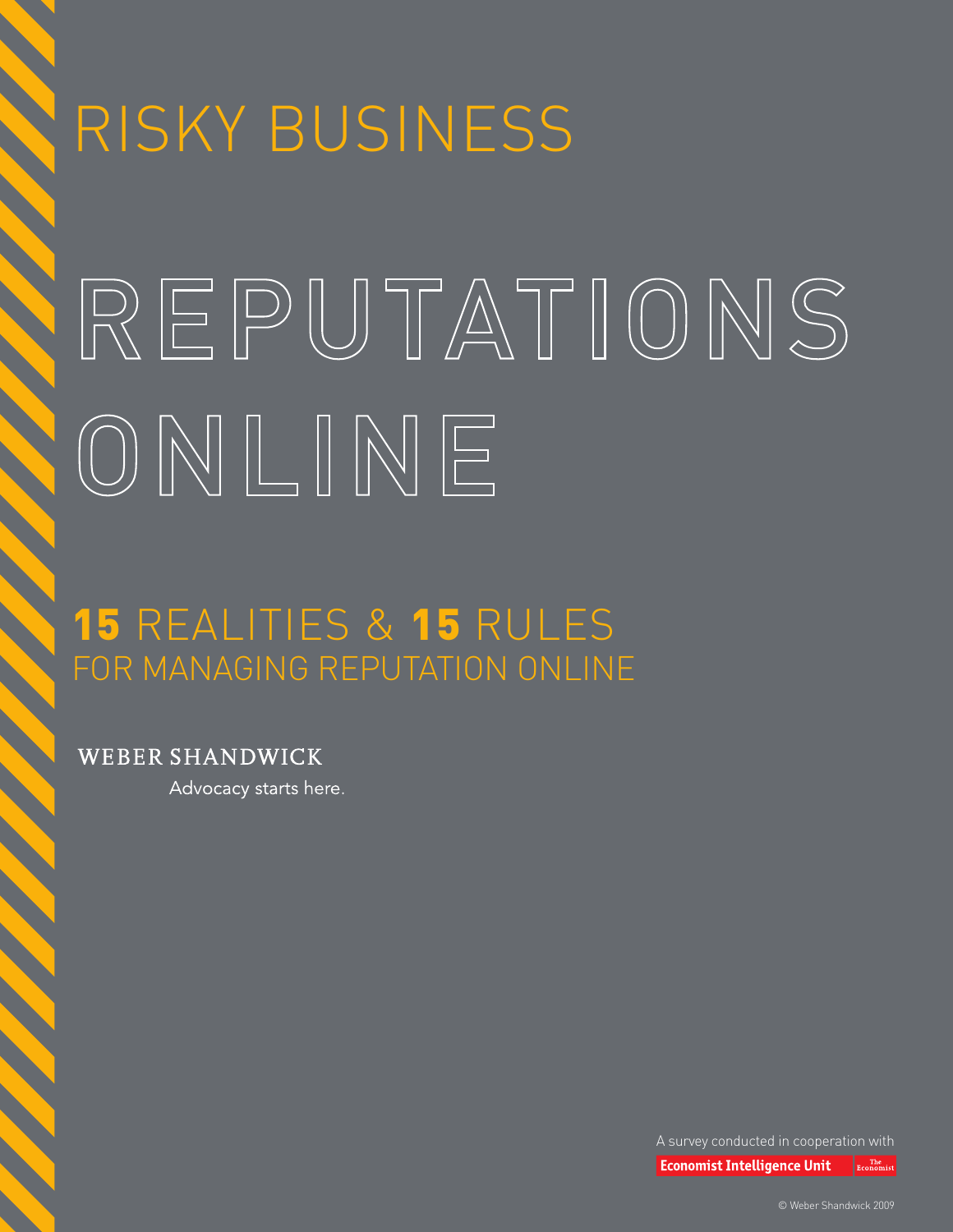# RISKY BUSINESS

# REPUTATIONS ONLINE

## **15** REALITIES & **15** RULES FOR MANAGING REPUTATION ONLINE

WEBER SHANDWICK

Advocacy starts here.

A survey conducted in cooperation with

Economist Intelligence Unit

The Economist

© Weber Shandwick 2009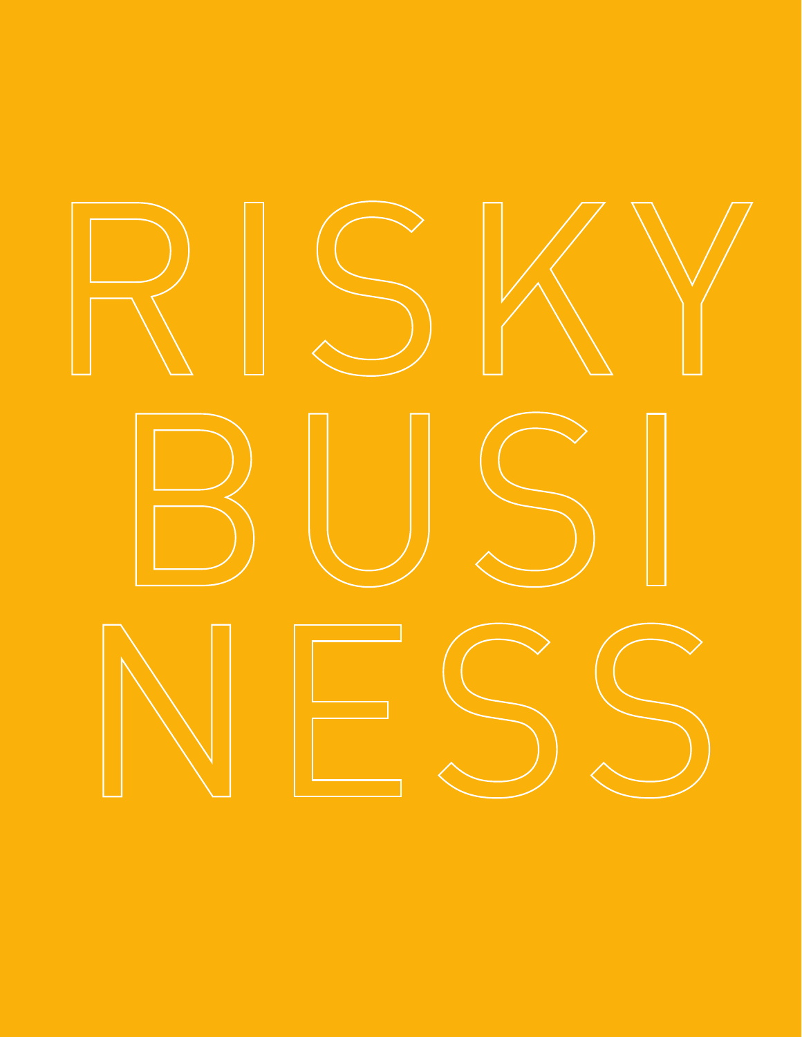# RISKY BUSINESS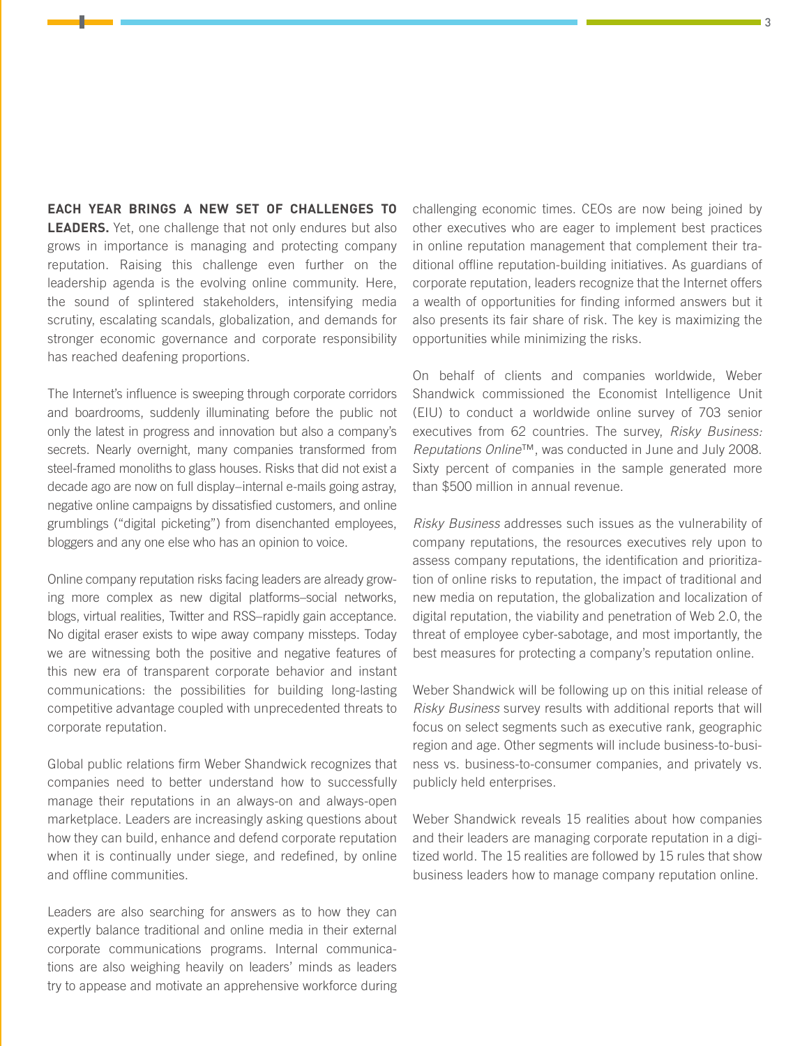**EACH YEAR BRINGS A NEW SET OF CHALLENGES TO LEADERS.** Yet, one challenge that not only endures but also grows in importance is managing and protecting company reputation. Raising this challenge even further on the leadership agenda is the evolving online community. Here, the sound of splintered stakeholders, intensifying media scrutiny, escalating scandals, globalization, and demands for stronger economic governance and corporate responsibility has reached deafening proportions.

The Internet's influence is sweeping through corporate corridors and boardrooms, suddenly illuminating before the public not only the latest in progress and innovation but also a company's secrets. Nearly overnight, many companies transformed from steel-framed monoliths to glass houses. Risks that did not exist a decade ago are now on full display–internal e-mails going astray, negative online campaigns by dissatisfied customers, and online grumblings ("digital picketing") from disenchanted employees, bloggers and any one else who has an opinion to voice.

Online company reputation risks facing leaders are already growing more complex as new digital platforms–social networks, blogs, virtual realities, Twitter and RSS–rapidly gain acceptance. No digital eraser exists to wipe away company missteps. Today we are witnessing both the positive and negative features of this new era of transparent corporate behavior and instant communications: the possibilities for building long-lasting competitive advantage coupled with unprecedented threats to corporate reputation.

Global public relations firm Weber Shandwick recognizes that companies need to better understand how to successfully manage their reputations in an always-on and always-open marketplace. Leaders are increasingly asking questions about how they can build, enhance and defend corporate reputation when it is continually under siege, and redefined, by online and offline communities.

Leaders are also searching for answers as to how they can expertly balance traditional and online media in their external corporate communications programs. Internal communications are also weighing heavily on leaders' minds as leaders try to appease and motivate an apprehensive workforce during challenging economic times. CEOs are now being joined by other executives who are eager to implement best practices in online reputation management that complement their traditional offline reputation-building initiatives. As guardians of corporate reputation, leaders recognize that the Internet offers a wealth of opportunities for finding informed answers but it also presents its fair share of risk. The key is maximizing the opportunities while minimizing the risks.

On behalf of clients and companies worldwide, Weber Shandwick commissioned the Economist Intelligence Unit (EIU) to conduct a worldwide online survey of 703 senior executives from 62 countries. The survey, *Risky Business: Reputations Online*™, was conducted in June and July 2008. Sixty percent of companies in the sample generated more than $500 million in annual revenue.

*Risky Business* addresses such issues as the vulnerability of company reputations, the resources executives rely upon to assess company reputations, the identification and prioritization of online risks to reputation, the impact of traditional and new media on reputation, the globalization and localization of digital reputation, the viability and penetration of Web 2.0, the threat of employee cyber-sabotage, and most importantly, the best measures for protecting a company's reputation online.

Weber Shandwick will be following up on this initial release of *Risky Business* survey results with additional reports that will focus on select segments such as executive rank, geographic region and age. Other segments will include business-to-business vs. business-to-consumer companies, and privately vs. publicly held enterprises.

Weber Shandwick reveals 15 realities about how companies and their leaders are managing corporate reputation in a digitized world. The 15 realities are followed by 15 rules that show business leaders how to manage company reputation online.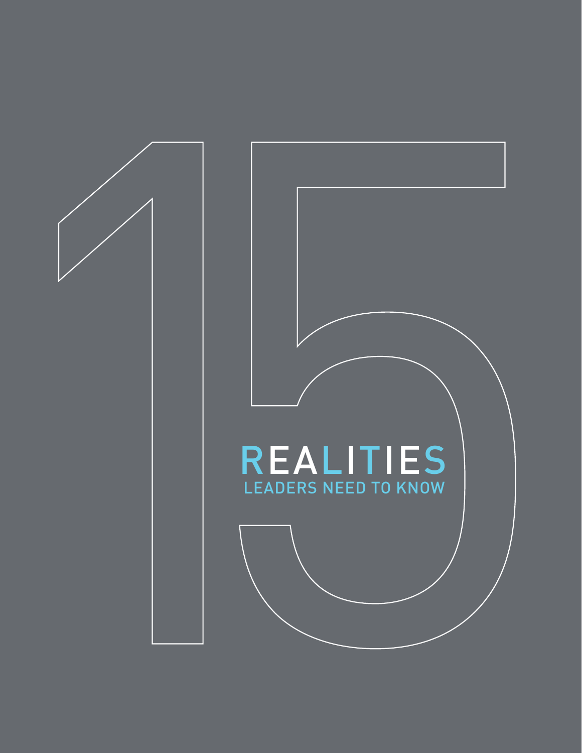# 15

# REALITIES

## LEADERS NEED TO KNOW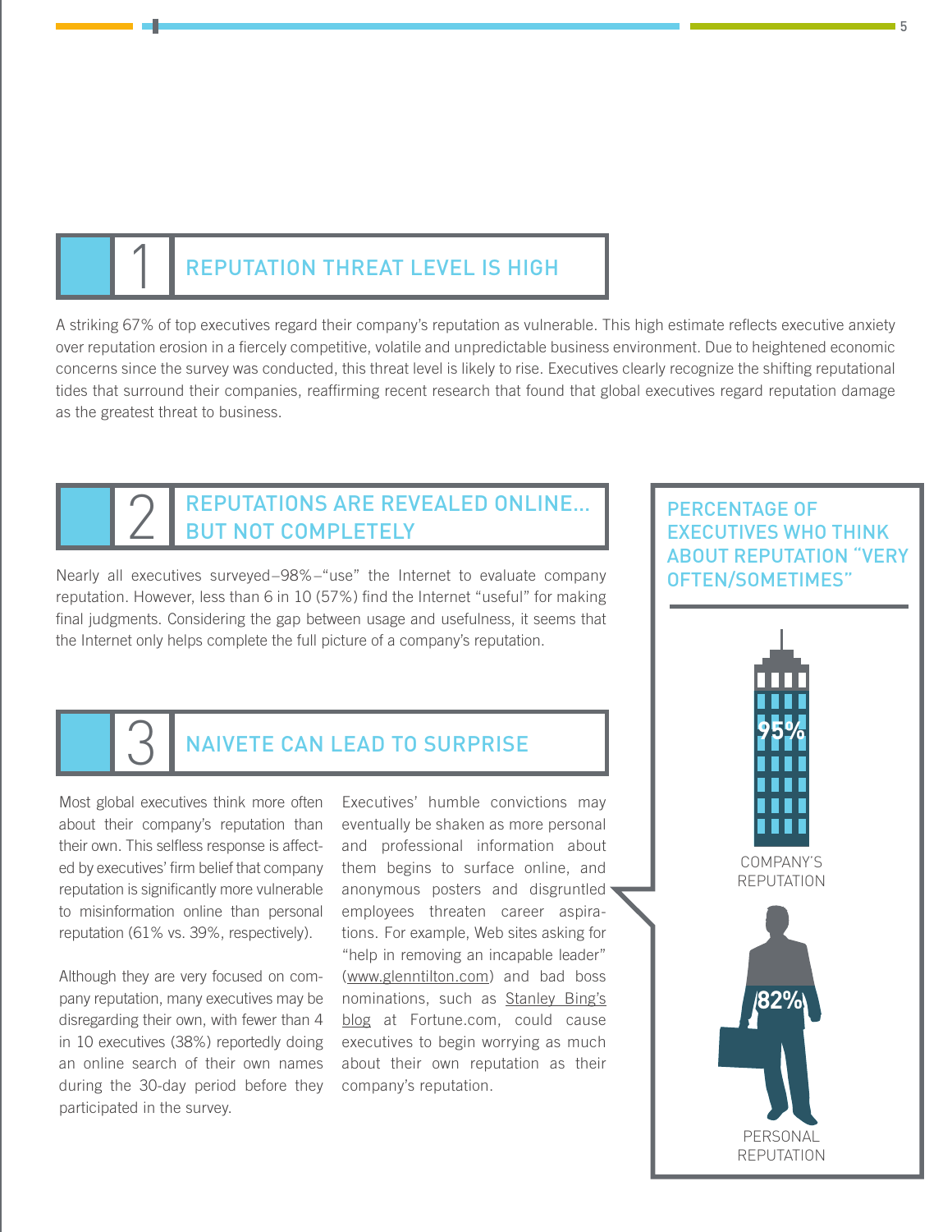## 1 REPUTATION THREAT LEVEL IS HIGH

A striking 67% of top executives regard their company's reputation as vulnerable. This high estimate reflects executive anxiety over reputation erosion in a fiercely competitive, volatile and unpredictable business environment. Due to heightened economic concerns since the survey was conducted, this threat level is likely to rise. Executives clearly recognize the shifting reputational tides that surround their companies, reaffirming recent research that found that global executives regard reputation damage as the greatest threat to business.

## 2 REPUTATIONS ARE REVEALED ONLINE… BUT NOT COMPLETELY

Nearly all executives surveyed–98%–"use" the Internet to evaluate company reputation. However, less than 6 in 10 (57%) find the Internet "useful" for making final judgments. Considering the gap between usage and usefulness, it seems that the Internet only helps complete the full picture of a company's reputation.

## 3 NAIVETE CAN LEAD TO SURPRISE

Most global executives think more often about their company's reputation than their own. This selfless response is affected by executives' firm belief that company reputation is significantly more vulnerable to misinformation online than personal reputation (61% vs. 39%, respectively).

Although they are very focused on company reputation, many executives may be disregarding their own, with fewer than 4 in 10 executives (38%) reportedly doing an online search of their own names during the 30-day period before they participated in the survey.

Executives' humble convictions may eventually be shaken as more personal and professional information about them begins to surface online, and anonymous posters and disgruntled employees threaten career aspirations. For example, Web sites asking for "help in removing an incapable leader" (www.glenntilton.com) and bad boss nominations, such as Stanley Bing's blog at Fortune.com, could cause executives to begin worrying as much about their own reputation as their company's reputation.

**PERCENTAGE OF EXECUTIVES WHO THINK ABOUT REPUTATION "VERY OFTEN/SOMETIMES"**

| | |
|---|---|
| COMPANY'S REPUTATION | 95% |
| PERSONAL REPUTATION | 82% |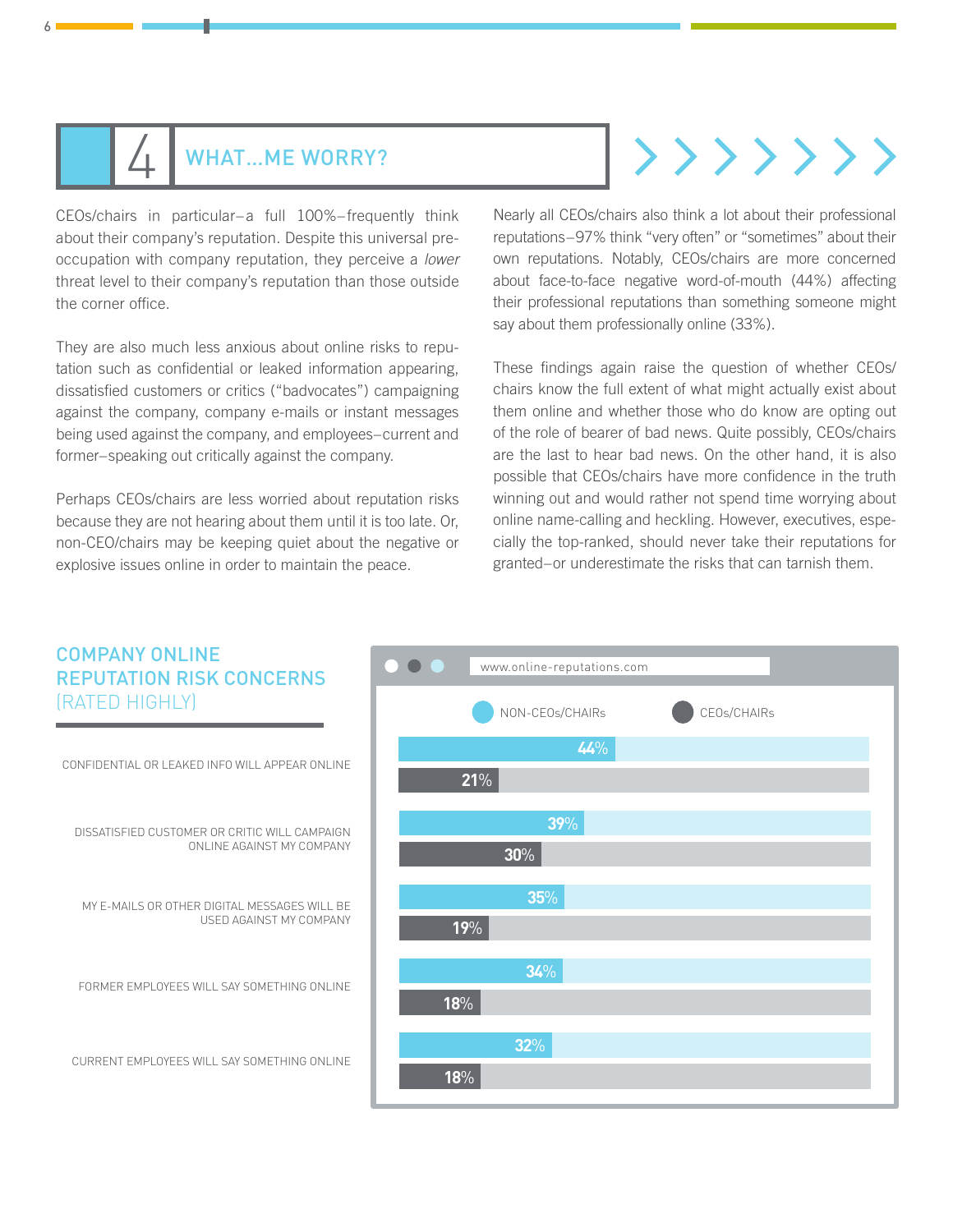## 4 WHAT…ME WORRY?

CEOs/chairs in particular–a full 100%–frequently think about their company's reputation. Despite this universal pre-occupation with company reputation, they perceive a *lower* threat level to their company's reputation than those outside the corner office.

They are also much less anxious about online risks to reputation such as confidential or leaked information appearing, dissatisfied customers or critics ("badvocates") campaigning against the company, company e-mails or instant messages being used against the company, and employees–current and former–speaking out critically against the company.

Perhaps CEOs/chairs are less worried about reputation risks because they are not hearing about them until it is too late. Or, non-CEO/chairs may be keeping quiet about the negative or explosive issues online in order to maintain the peace.

Nearly all CEOs/chairs also think a lot about their professional reputations–97% think "very often" or "sometimes" about their own reputations. Notably, CEOs/chairs are more concerned about face-to-face negative word-of-mouth (44%) affecting their professional reputations than something someone might say about them professionally online (33%).

These findings again raise the question of whether CEOs/chairs know the full extent of what might actually exist about them online and whether those who do know are opting out of the role of bearer of bad news. Quite possibly, CEOs/chairs are the last to hear bad news. On the other hand, it is also possible that CEOs/chairs have more confidence in the truth winning out and would rather not spend time worrying about online name-calling and heckling. However, executives, especially the top-ranked, should never take their reputations for granted–or underestimate the risks that can tarnish them.

### COMPANY ONLINE REPUTATION RISK CONCERNS (RATED HIGHLY)

www.online-reputations.com

| Concern | NON-CEOs/CHAIRs | CEOs/CHAIRs |
|---|---|---|
| CONFIDENTIAL OR LEAKED INFO WILL APPEAR ONLINE | 44% | 21% |
| DISSATISFIED CUSTOMER OR CRITIC WILL CAMPAIGN ONLINE AGAINST MY COMPANY | 39% | 30% |
| MY E-MAILS OR OTHER DIGITAL MESSAGES WILL BE USED AGAINST MY COMPANY | 35% | 19% |
| FORMER EMPLOYEES WILL SAY SOMETHING ONLINE | 34% | 18% |
| CURRENT EMPLOYEES WILL SAY SOMETHING ONLINE | 32% | 18% |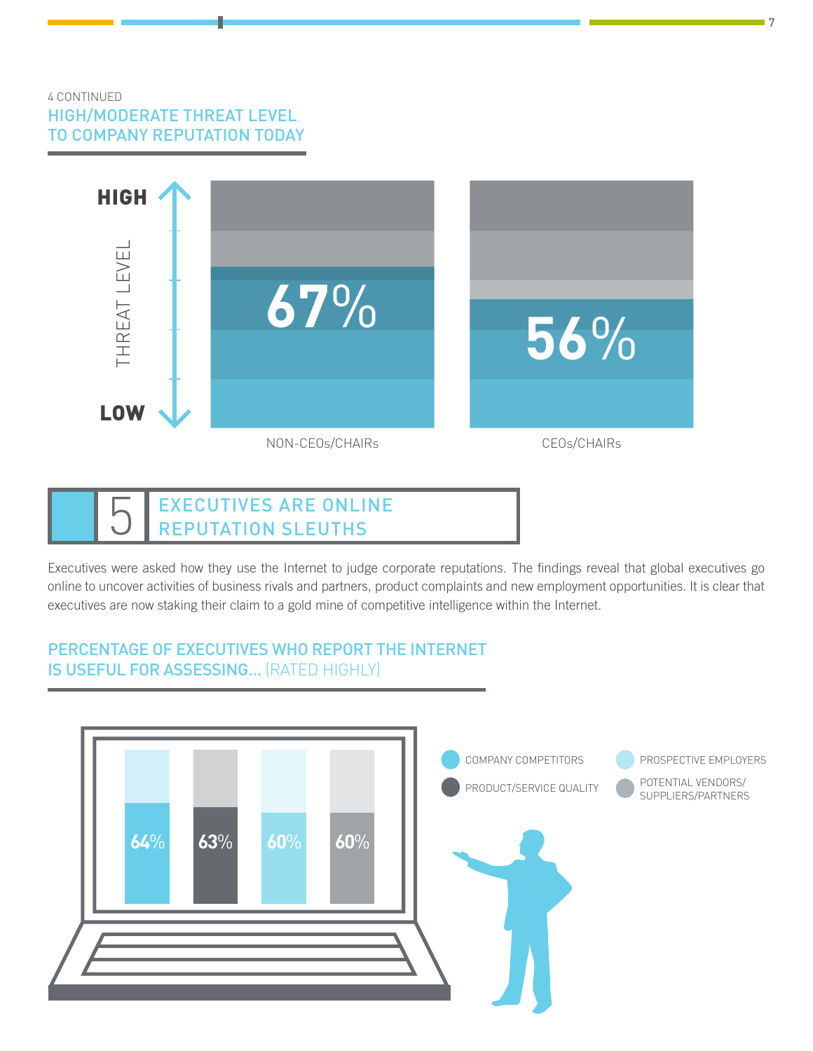4 CONTINUED

## HIGH/MODERATE THREAT LEVEL TO COMPANY REPUTATION TODAY

| Group | High/Moderate Threat Level |
| --- | --- |
| NON-CEOs/CHAIRs | 67% |
| CEOs/CHAIRs | 56% |

# 5 EXECUTIVES ARE ONLINE REPUTATION SLEUTHS

Executives were asked how they use the Internet to judge corporate reputations. The findings reveal that global executives go online to uncover activities of business rivals and partners, product complaints and new employment opportunities. It is clear that executives are now staking their claim to a gold mine of competitive intelligence within the Internet.

## PERCENTAGE OF EXECUTIVES WHO REPORT THE INTERNET IS USEFUL FOR ASSESSING... (RATED HIGHLY)

| Category | Percentage |
| --- | --- |
| COMPANY COMPETITORS | 64% |
| PRODUCT/SERVICE QUALITY | 63% |
| PROSPECTIVE EMPLOYERS | 60% |
| POTENTIAL VENDORS/SUPPLIERS/PARTNERS | 60% |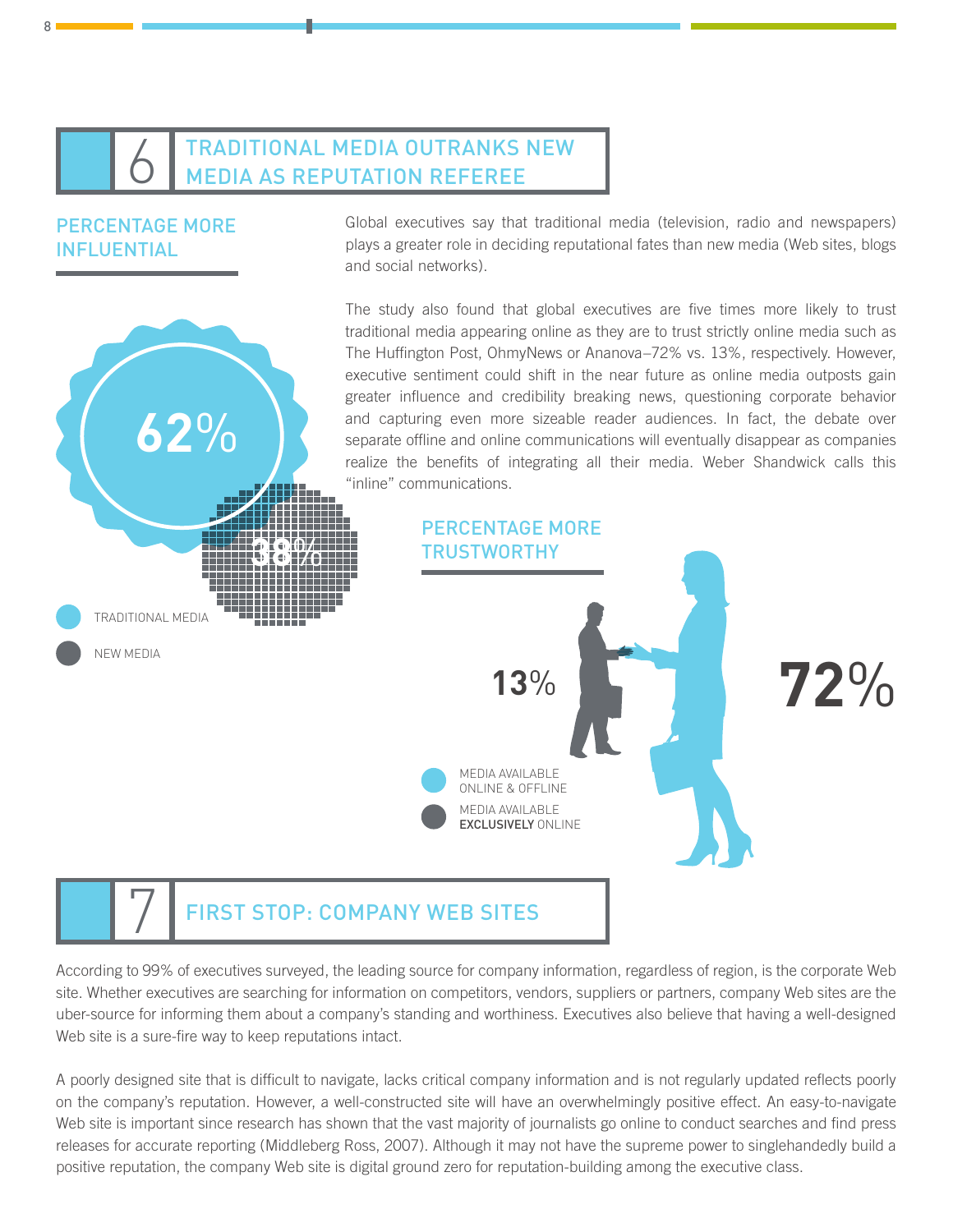## 6 TRADITIONAL MEDIA OUTRANKS NEW MEDIA AS REPUTATION REFEREE

### PERCENTAGE MORE INFLUENTIAL

62%

38%

TRADITIONAL MEDIA

NEW MEDIA

Global executives say that traditional media (television, radio and newspapers) plays a greater role in deciding reputational fates than new media (Web sites, blogs and social networks).

The study also found that global executives are five times more likely to trust traditional media appearing online as they are to trust strictly online media such as The Huffington Post, OhmyNews or Ananova–72% vs. 13%, respectively. However, executive sentiment could shift in the near future as online media outposts gain greater influence and credibility breaking news, questioning corporate behavior and capturing even more sizeable reader audiences. In fact, the debate over separate offline and online communications will eventually disappear as companies realize the benefits of integrating all their media. Weber Shandwick calls this "inline" communications.

### PERCENTAGE MORE TRUSTWORTHY

13%

72%

MEDIA AVAILABLE ONLINE & OFFLINE

MEDIA AVAILABLE **EXCLUSIVELY** ONLINE

## 7 FIRST STOP: COMPANY WEB SITES

According to 99% of executives surveyed, the leading source for company information, regardless of region, is the corporate Web site. Whether executives are searching for information on competitors, vendors, suppliers or partners, company Web sites are the uber-source for informing them about a company's standing and worthiness. Executives also believe that having a well-designed Web site is a sure-fire way to keep reputations intact.

A poorly designed site that is difficult to navigate, lacks critical company information and is not regularly updated reflects poorly on the company's reputation. However, a well-constructed site will have an overwhelmingly positive effect. An easy-to-navigate Web site is important since research has shown that the vast majority of journalists go online to conduct searches and find press releases for accurate reporting (Middleberg Ross, 2007). Although it may not have the supreme power to singlehandedly build a positive reputation, the company Web site is digital ground zero for reputation-building among the executive class.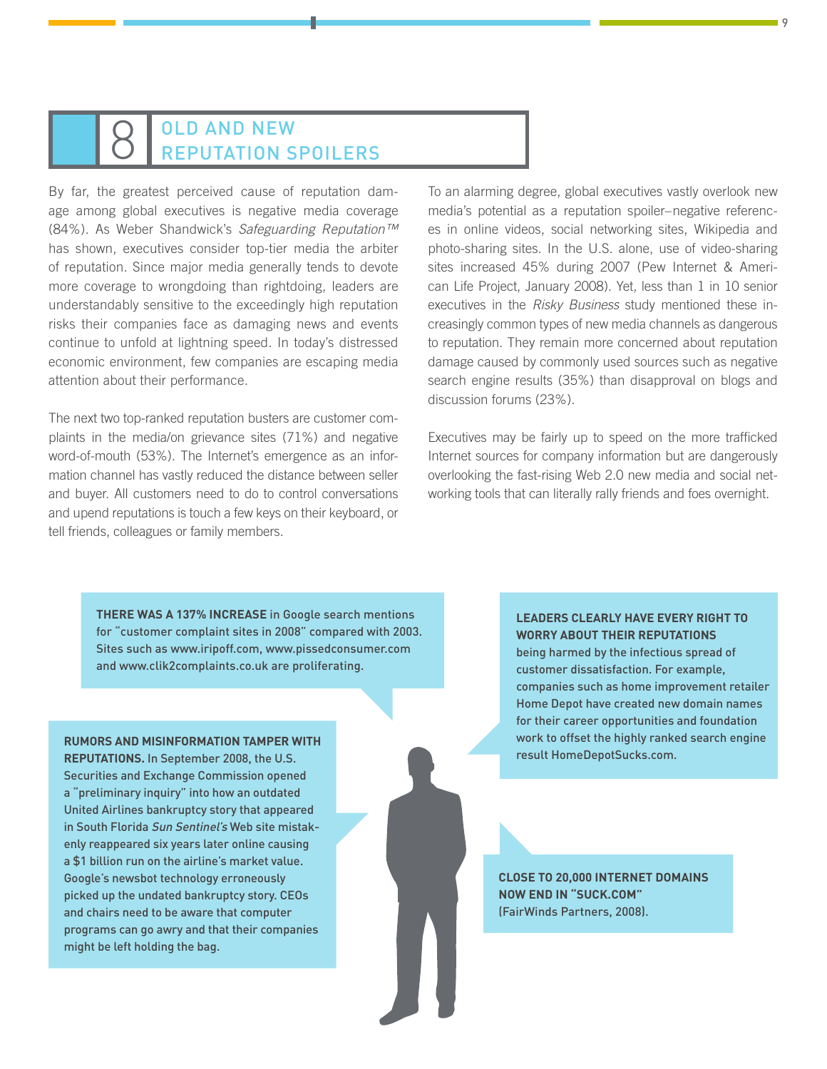## 8 OLD AND NEW REPUTATION SPOILERS

By far, the greatest perceived cause of reputation damage among global executives is negative media coverage (84%). As Weber Shandwick's *Safeguarding Reputation™* has shown, executives consider top-tier media the arbiter of reputation. Since major media generally tends to devote more coverage to wrongdoing than rightdoing, leaders are understandably sensitive to the exceedingly high reputation risks their companies face as damaging news and events continue to unfold at lightning speed. In today's distressed economic environment, few companies are escaping media attention about their performance.

The next two top-ranked reputation busters are customer complaints in the media/on grievance sites (71%) and negative word-of-mouth (53%). The Internet's emergence as an information channel has vastly reduced the distance between seller and buyer. All customers need to do to control conversations and upend reputations is touch a few keys on their keyboard, or tell friends, colleagues or family members.

To an alarming degree, global executives vastly overlook new media's potential as a reputation spoiler–negative references in online videos, social networking sites, Wikipedia and photo-sharing sites. In the U.S. alone, use of video-sharing sites increased 45% during 2007 (Pew Internet & American Life Project, January 2008). Yet, less than 1 in 10 senior executives in the *Risky Business* study mentioned these increasingly common types of new media channels as dangerous to reputation. They remain more concerned about reputation damage caused by commonly used sources such as negative search engine results (35%) than disapproval on blogs and discussion forums (23%).

Executives may be fairly up to speed on the more trafficked Internet sources for company information but are dangerously overlooking the fast-rising Web 2.0 new media and social networking tools that can literally rally friends and foes overnight.

**THERE WAS A 137% INCREASE** in Google search mentions for "customer complaint sites in 2008" compared with 2003. Sites such as www.iripoff.com, www.pissedconsumer.com and www.clik2complaints.co.uk are proliferating.

**RUMORS AND MISINFORMATION TAMPER WITH REPUTATIONS.** In September 2008, the U.S. Securities and Exchange Commission opened a "preliminary inquiry" into how an outdated United Airlines bankruptcy story that appeared in South Florida *Sun Sentinel's* Web site mistakenly reappeared six years later online causing a $1 billion run on the airline's market value. Google's newsbot technology erroneously picked up the undated bankruptcy story. CEOs and chairs need to be aware that computer programs can go awry and that their companies might be left holding the bag.

**LEADERS CLEARLY HAVE EVERY RIGHT TO WORRY ABOUT THEIR REPUTATIONS** being harmed by the infectious spread of customer dissatisfaction. For example, companies such as home improvement retailer Home Depot have created new domain names for their career opportunities and foundation work to offset the highly ranked search engine result HomeDepotSucks.com.

**CLOSE TO 20,000 INTERNET DOMAINS NOW END IN "SUCK.COM"** (FairWinds Partners, 2008).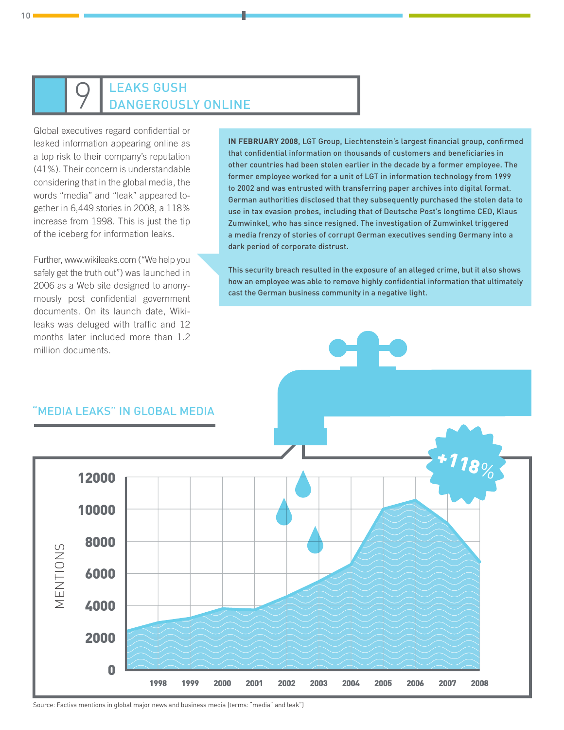## 9 LEAKS GUSH DANGEROUSLY ONLINE

Global executives regard confidential or leaked information appearing online as a top risk to their company's reputation (41%). Their concern is understandable considering that in the global media, the words "media" and "leak" appeared together in 6,449 stories in 2008, a 118% increase from 1998. This is just the tip of the iceberg for information leaks.

Further, www.wikileaks.com ("We help you safely get the truth out") was launched in 2006 as a Web site designed to anonymously post confidential government documents. On its launch date, Wikileaks was deluged with traffic and 12 months later included more than 1.2 million documents.

**IN FEBRUARY 2008,** LGT Group, Liechtenstein's largest financial group, confirmed that confidential information on thousands of customers and beneficiaries in other countries had been stolen earlier in the decade by a former employee. The former employee worked for a unit of LGT in information technology from 1999 to 2002 and was entrusted with transferring paper archives into digital format. German authorities disclosed that they subsequently purchased the stolen data to use in tax evasion probes, including that of Deutsche Post's longtime CEO, Klaus Zumwinkel, who has since resigned. The investigation of Zumwinkel triggered a media frenzy of stories of corrupt German executives sending Germany into a dark period of corporate distrust.

This security breach resulted in the exposure of an alleged crime, but it also shows how an employee was able to remove highly confidential information that ultimately cast the German business community in a negative light.

### "MEDIA LEAKS" IN GLOBAL MEDIA

+118%

MENTIONS

12000, 10000, 8000, 6000, 4000, 2000, 0

1998, 1999, 2000, 2001, 2002, 2003, 2004, 2005, 2006, 2007, 2008

Source: Factiva mentions in global major news and business media (terms: "media" and leak")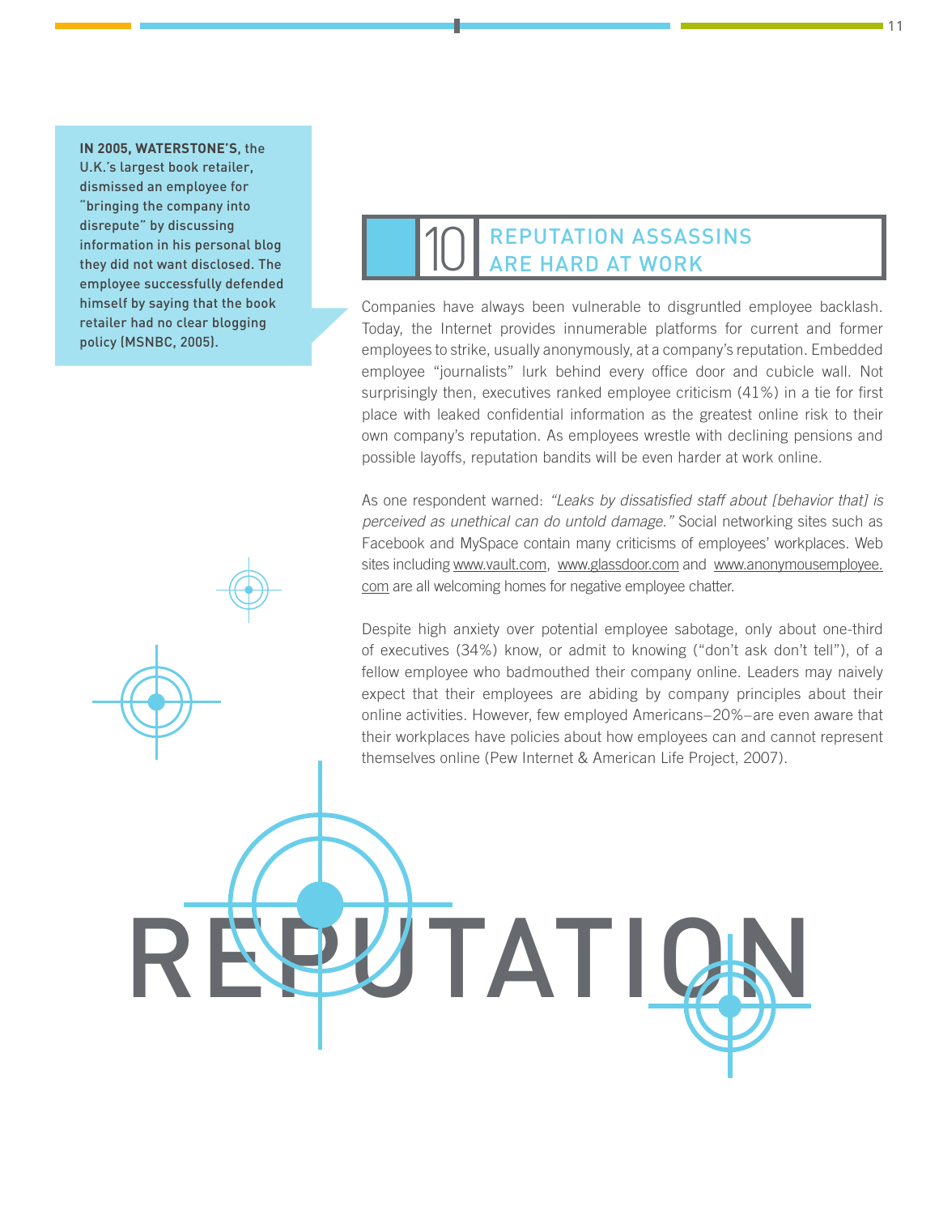**IN 2005, WATERSTONE'S,** the U.K.'s largest book retailer, dismissed an employee for "bringing the company into disrepute" by discussing information in his personal blog they did not want disclosed. The employee successfully defended himself by saying that the book retailer had no clear blogging policy (MSNBC, 2005).

## 10 REPUTATION ASSASSINS ARE HARD AT WORK

Companies have always been vulnerable to disgruntled employee backlash. Today, the Internet provides innumerable platforms for current and former employees to strike, usually anonymously, at a company's reputation. Embedded employee "journalists" lurk behind every office door and cubicle wall. Not surprisingly then, executives ranked employee criticism (41%) in a tie for first place with leaked confidential information as the greatest online risk to their own company's reputation. As employees wrestle with declining pensions and possible layoffs, reputation bandits will be even harder at work online.

As one respondent warned: *"Leaks by dissatisfied staff about [behavior that] is perceived as unethical can do untold damage."* Social networking sites such as Facebook and MySpace contain many criticisms of employees' workplaces. Web sites including www.vault.com, www.glassdoor.com and www.anonymousemployee.com are all welcoming homes for negative employee chatter.

Despite high anxiety over potential employee sabotage, only about one-third of executives (34%) know, or admit to knowing ("don't ask don't tell"), of a fellow employee who badmouthed their company online. Leaders may naively expect that their employees are abiding by company principles about their online activities. However, few employed Americans–20%–are even aware that their workplaces have policies about how employees can and cannot represent themselves online (Pew Internet & American Life Project, 2007).

REPUTATION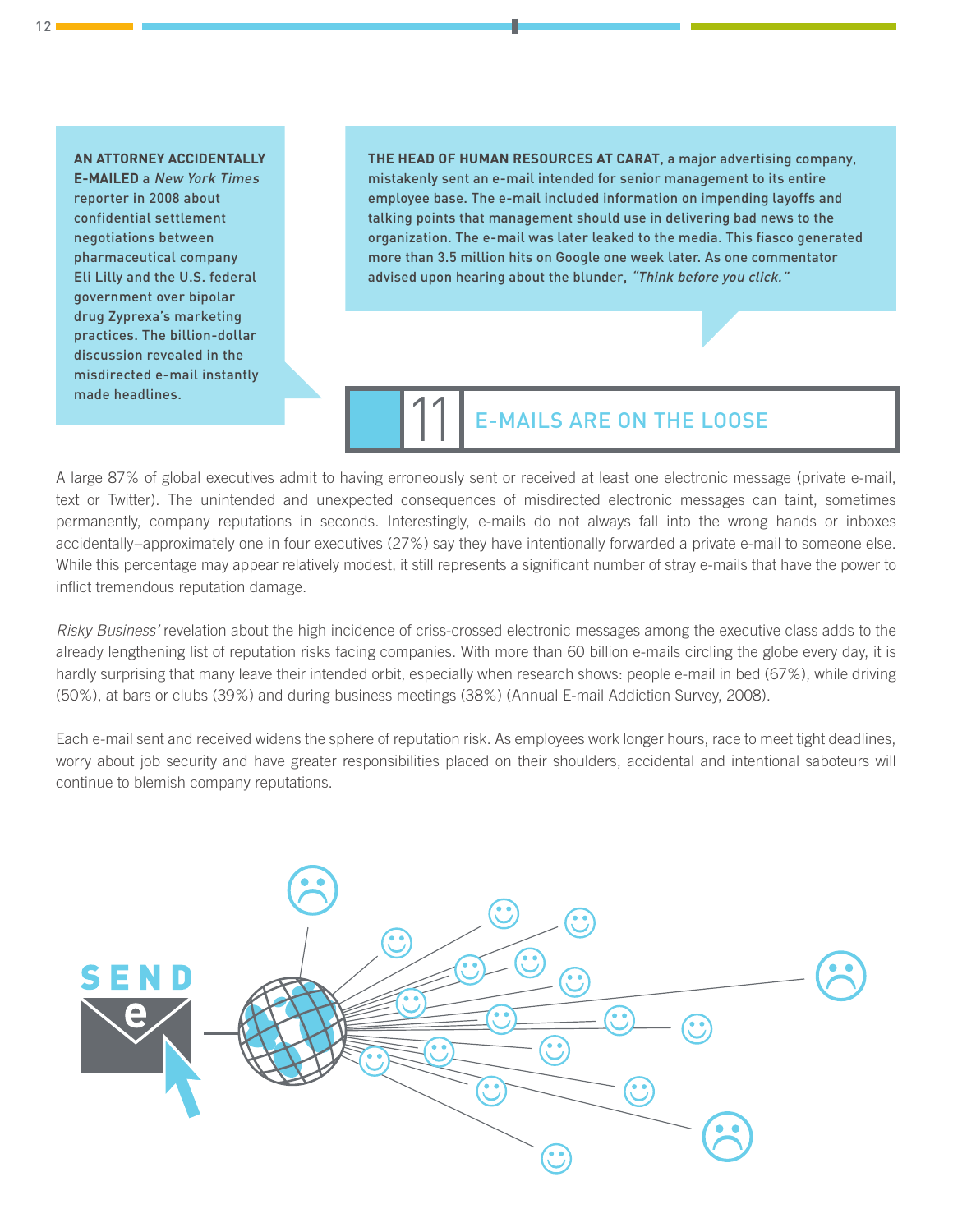**AN ATTORNEY ACCIDENTALLY E-MAILED** a *New York Times* reporter in 2008 about confidential settlement negotiations between pharmaceutical company Eli Lilly and the U.S. federal government over bipolar drug Zyprexa's marketing practices. The billion-dollar discussion revealed in the misdirected e-mail instantly made headlines.

**THE HEAD OF HUMAN RESOURCES AT CARAT**, a major advertising company, mistakenly sent an e-mail intended for senior management to its entire employee base. The e-mail included information on impending layoffs and talking points that management should use in delivering bad news to the organization. The e-mail was later leaked to the media. This fiasco generated more than 3.5 million hits on Google one week later. As one commentator advised upon hearing about the blunder, *"Think before you click."*

## 11 E-MAILS ARE ON THE LOOSE

A large 87% of global executives admit to having erroneously sent or received at least one electronic message (private e-mail, text or Twitter). The unintended and unexpected consequences of misdirected electronic messages can taint, sometimes permanently, company reputations in seconds. Interestingly, e-mails do not always fall into the wrong hands or inboxes accidentally–approximately one in four executives (27%) say they have intentionally forwarded a private e-mail to someone else. While this percentage may appear relatively modest, it still represents a significant number of stray e-mails that have the power to inflict tremendous reputation damage.

*Risky Business'* revelation about the high incidence of criss-crossed electronic messages among the executive class adds to the already lengthening list of reputation risks facing companies. With more than 60 billion e-mails circling the globe every day, it is hardly surprising that many leave their intended orbit, especially when research shows: people e-mail in bed (67%), while driving (50%), at bars or clubs (39%) and during business meetings (38%) (Annual E-mail Addiction Survey, 2008).

Each e-mail sent and received widens the sphere of reputation risk. As employees work longer hours, race to meet tight deadlines, worry about job security and have greater responsibilities placed on their shoulders, accidental and intentional saboteurs will continue to blemish company reputations.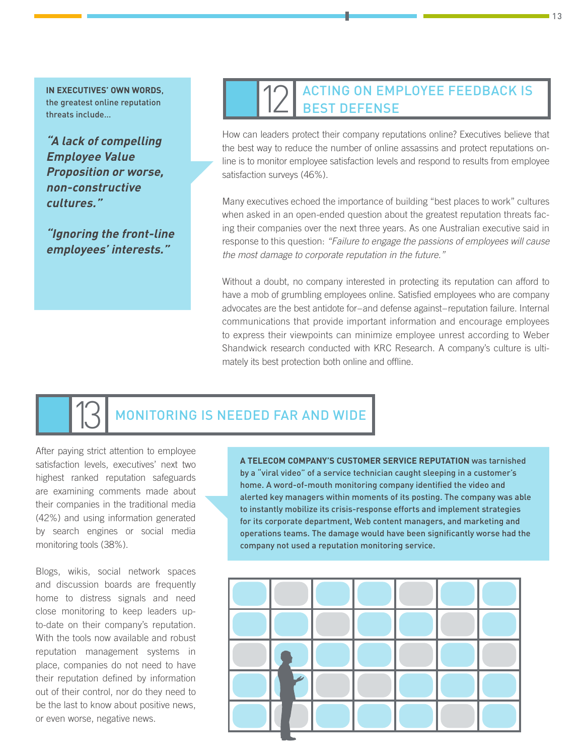**IN EXECUTIVES' OWN WORDS,** the greatest online reputation threats include...

***"A lack of compelling Employee Value Proposition or worse, non-constructive cultures."***

***"Ignoring the front-line employees' interests."***

## 12 ACTING ON EMPLOYEE FEEDBACK IS BEST DEFENSE

How can leaders protect their company reputations online? Executives believe that the best way to reduce the number of online assassins and protect reputations online is to monitor employee satisfaction levels and respond to results from employee satisfaction surveys (46%).

Many executives echoed the importance of building "best places to work" cultures when asked in an open-ended question about the greatest reputation threats facing their companies over the next three years. As one Australian executive said in response to this question: *"Failure to engage the passions of employees will cause the most damage to corporate reputation in the future."*

Without a doubt, no company interested in protecting its reputation can afford to have a mob of grumbling employees online. Satisfied employees who are company advocates are the best antidote for–and defense against–reputation failure. Internal communications that provide important information and encourage employees to express their viewpoints can minimize employee unrest according to Weber Shandwick research conducted with KRC Research. A company's culture is ultimately its best protection both online and offline.

## 13 MONITORING IS NEEDED FAR AND WIDE

After paying strict attention to employee satisfaction levels, executives' next two highest ranked reputation safeguards are examining comments made about their companies in the traditional media (42%) and using information generated by search engines or social media monitoring tools (38%).

Blogs, wikis, social network spaces and discussion boards are frequently home to distress signals and need close monitoring to keep leaders up-to-date on their company's reputation. With the tools now available and robust reputation management systems in place, companies do not need to have their reputation defined by information out of their control, nor do they need to be the last to know about positive news, or even worse, negative news.

**A TELECOM COMPANY'S CUSTOMER SERVICE REPUTATION** was tarnished by a "viral video" of a service technician caught sleeping in a customer's home. A word-of-mouth monitoring company identified the video and alerted key managers within moments of its posting. The company was able to instantly mobilize its crisis-response efforts and implement strategies for its corporate department, Web content managers, and marketing and operations teams. The damage would have been significantly worse had the company not used a reputation monitoring service.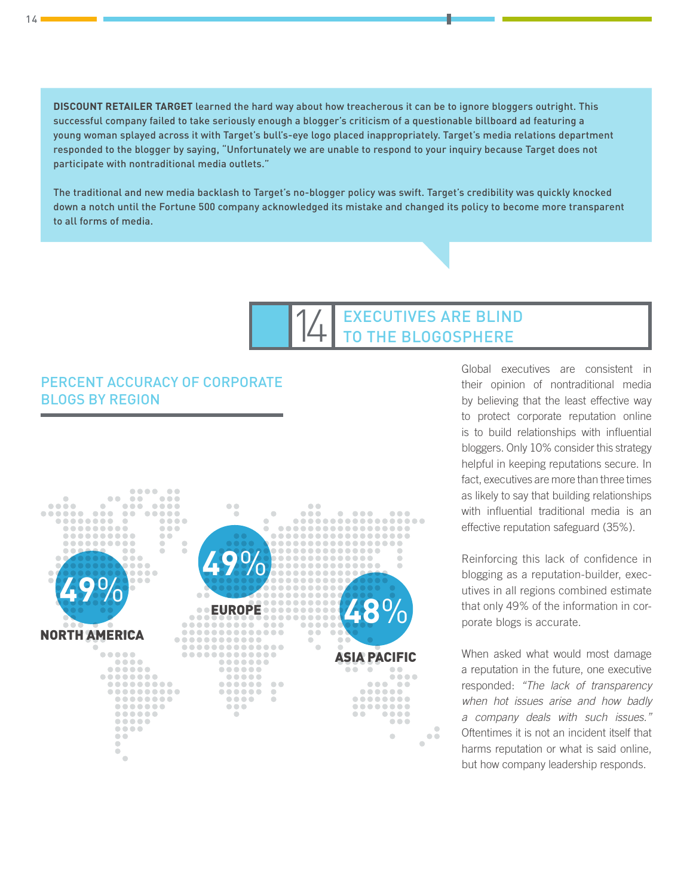**DISCOUNT RETAILER TARGET** learned the hard way about how treacherous it can be to ignore bloggers outright. This successful company failed to take seriously enough a blogger's criticism of a questionable billboard ad featuring a young woman splayed across it with Target's bull's-eye logo placed inappropriately. Target's media relations department responded to the blogger by saying, "Unfortunately we are unable to respond to your inquiry because Target does not participate with nontraditional media outlets."

The traditional and new media backlash to Target's no-blogger policy was swift. Target's credibility was quickly knocked down a notch until the Fortune 500 company acknowledged its mistake and changed its policy to become more transparent to all forms of media.

## 14 EXECUTIVES ARE BLIND TO THE BLOGOSPHERE

### PERCENT ACCURACY OF CORPORATE BLOGS BY REGION

| Region | Percent |
|---|---|
| NORTH AMERICA | 49% |
| EUROPE | 49% |
| ASIA PACIFIC | 48% |

Global executives are consistent in their opinion of nontraditional media by believing that the least effective way to protect corporate reputation online is to build relationships with influential bloggers. Only 10% consider this strategy helpful in keeping reputations secure. In fact, executives are more than three times as likely to say that building relationships with influential traditional media is an effective reputation safeguard (35%).

Reinforcing this lack of confidence in blogging as a reputation-builder, executives in all regions combined estimate that only 49% of the information in corporate blogs is accurate.

When asked what would most damage a reputation in the future, one executive responded: *"The lack of transparency when hot issues arise and how badly a company deals with such issues."* Oftentimes it is not an incident itself that harms reputation or what is said online, but how company leadership responds.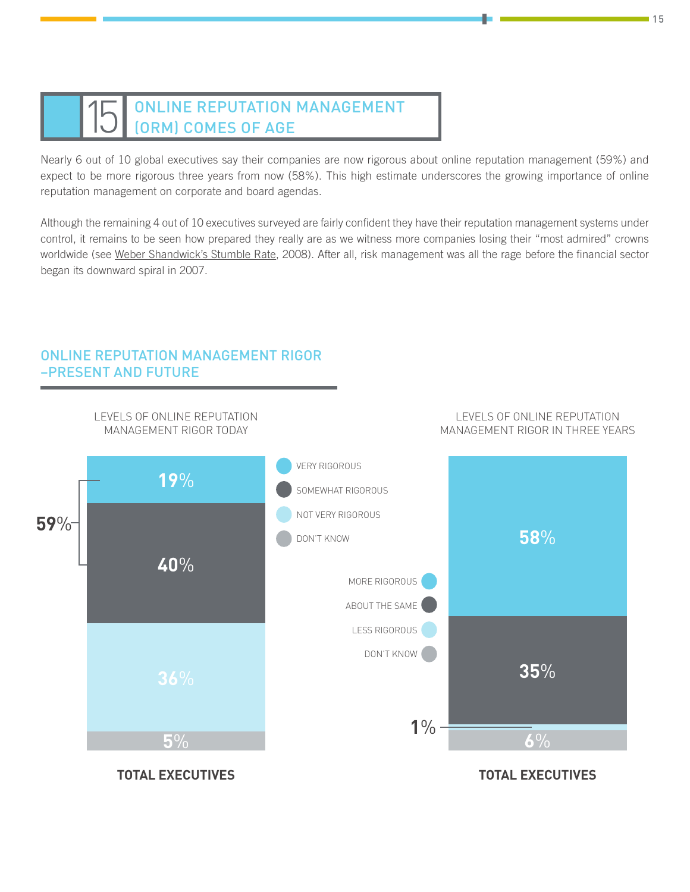## 15 ONLINE REPUTATION MANAGEMENT (ORM) COMES OF AGE

Nearly 6 out of 10 global executives say their companies are now rigorous about online reputation management (59%) and expect to be more rigorous three years from now (58%). This high estimate underscores the growing importance of online reputation management on corporate and board agendas.

Although the remaining 4 out of 10 executives surveyed are fairly confident they have their reputation management systems under control, it remains to be seen how prepared they really are as we witness more companies losing their "most admired" crowns worldwide (see Weber Shandwick's Stumble Rate, 2008). After all, risk management was all the rage before the financial sector began its downward spiral in 2007.

### ONLINE REPUTATION MANAGEMENT RIGOR –PRESENT AND FUTURE

**LEVELS OF ONLINE REPUTATION MANAGEMENT RIGOR TODAY**

| Response | Total Executives |
|---|---|
| Very rigorous | 19% |
| Somewhat rigorous | 40% |
| Not very rigorous | 36% |
| Don't know | 5% |

59% (Very rigorous + Somewhat rigorous)

**LEVELS OF ONLINE REPUTATION MANAGEMENT RIGOR IN THREE YEARS**

| Response | Total Executives |
|---|---|
| More rigorous | 58% |
| About the same | 35% |
| Less rigorous | 1% |
| Don't know | 6% |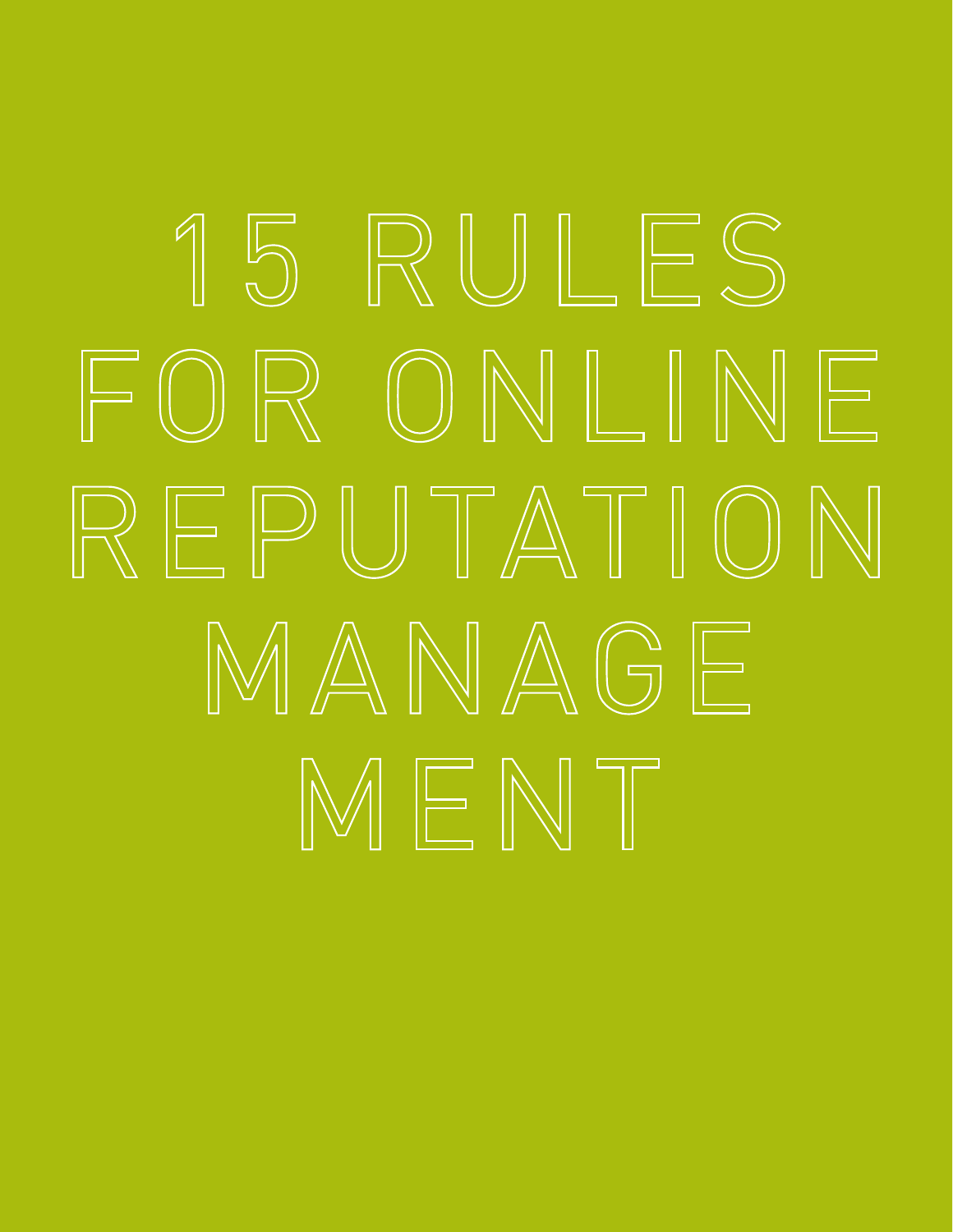# 15 RULES FOR ONLINE REPUTATION MANAGEMENT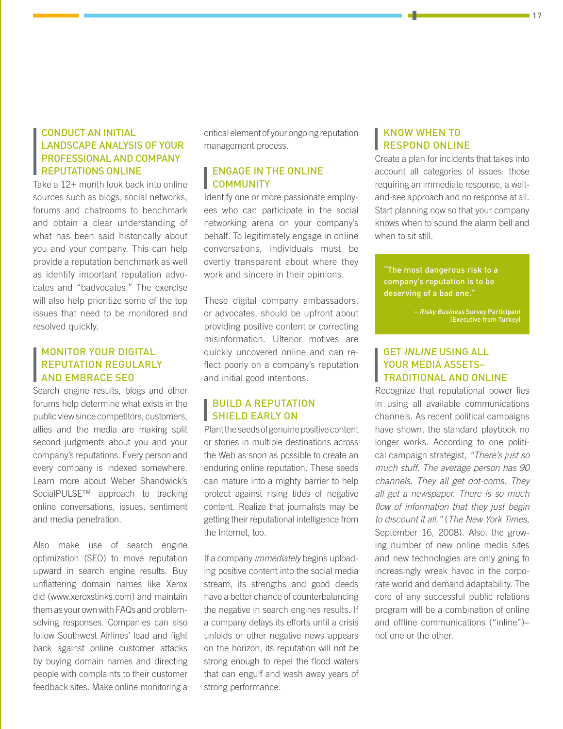## CONDUCT AN INITIAL LANDSCAPE ANALYSIS OF YOUR PROFESSIONAL AND COMPANY REPUTATIONS ONLINE

Take a 12+ month look back into online sources such as blogs, social networks, forums and chatrooms to benchmark and obtain a clear understanding of what has been said historically about you and your company. This can help provide a reputation benchmark as well as identify important reputation advocates and "badvocates." The exercise will also help prioritize some of the top issues that need to be monitored and resolved quickly.

## MONITOR YOUR DIGITAL REPUTATION REGULARLY AND EMBRACE SEO

Search engine results, blogs and other forums help determine what exists in the public view since competitors, customers, allies and the media are making split second judgments about you and your company's reputations. Every person and every company is indexed somewhere. Learn more about Weber Shandwick's SocialPULSE™ approach to tracking online conversations, issues, sentiment and media penetration.

Also make use of search engine optimization (SEO) to move reputation upward in search engine results. Buy unflattering domain names like Xerox did (www.xeroxstinks.com) and maintain them as your own with FAQs and problem-solving responses. Companies can also follow Southwest Airlines' lead and fight back against online customer attacks by buying domain names and directing people with complaints to their customer feedback sites. Make online monitoring a critical element of your ongoing reputation management process.

## ENGAGE IN THE ONLINE COMMUNITY

Identify one or more passionate employees who can participate in the social networking arena on your company's behalf. To legitimately engage in online conversations, individuals must be overtly transparent about where they work and sincere in their opinions.

These digital company ambassadors, or advocates, should be upfront about providing positive content or correcting misinformation. Ulterior motives are quickly uncovered online and can reflect poorly on a company's reputation and initial good intentions.

## BUILD A REPUTATION SHIELD EARLY ON

Plant the seeds of genuine positive content or stories in multiple destinations across the Web as soon as possible to create an enduring online reputation. These seeds can mature into a mighty barrier to help protect against rising tides of negative content. Realize that journalists may be getting their reputational intelligence from the Internet, too.

If a company *immediately* begins uploading positive content into the social media stream, its strengths and good deeds have a better chance of counterbalancing the negative in search engines results. If a company delays its efforts until a crisis unfolds or other negative news appears on the horizon, its reputation will not be strong enough to repel the flood waters that can engulf and wash away years of strong performance.

## KNOW WHEN TO RESPOND ONLINE

Create a plan for incidents that takes into account all categories of issues: those requiring an immediate response, a wait-and-see approach and no response at all. Start planning now so that your company knows when to sound the alarm bell and when to sit still.

> "The most dangerous risk to a company's reputation is to be deserving of a bad one."
>
> – *Risky Business* Survey Participant (Executive from Turkey)

## GET *INLINE* USING ALL YOUR MEDIA ASSETS–TRADITIONAL AND ONLINE

Recognize that reputational power lies in using all available communications channels. As recent political campaigns have shown, the standard playbook no longer works. According to one political campaign strategist, *"There's just so much stuff. The average person has 90 channels. They all get dot-coms. They all get a newspaper. There is so much flow of information that they just begin to discount it all."* (*The New York Times*, September 16, 2008). Also, the growing number of new online media sites and new technologies are only going to increasingly wreak havoc in the corporate world and demand adaptability. The core of any successful public relations program will be a combination of online and offline communications ("inline")–not one or the other.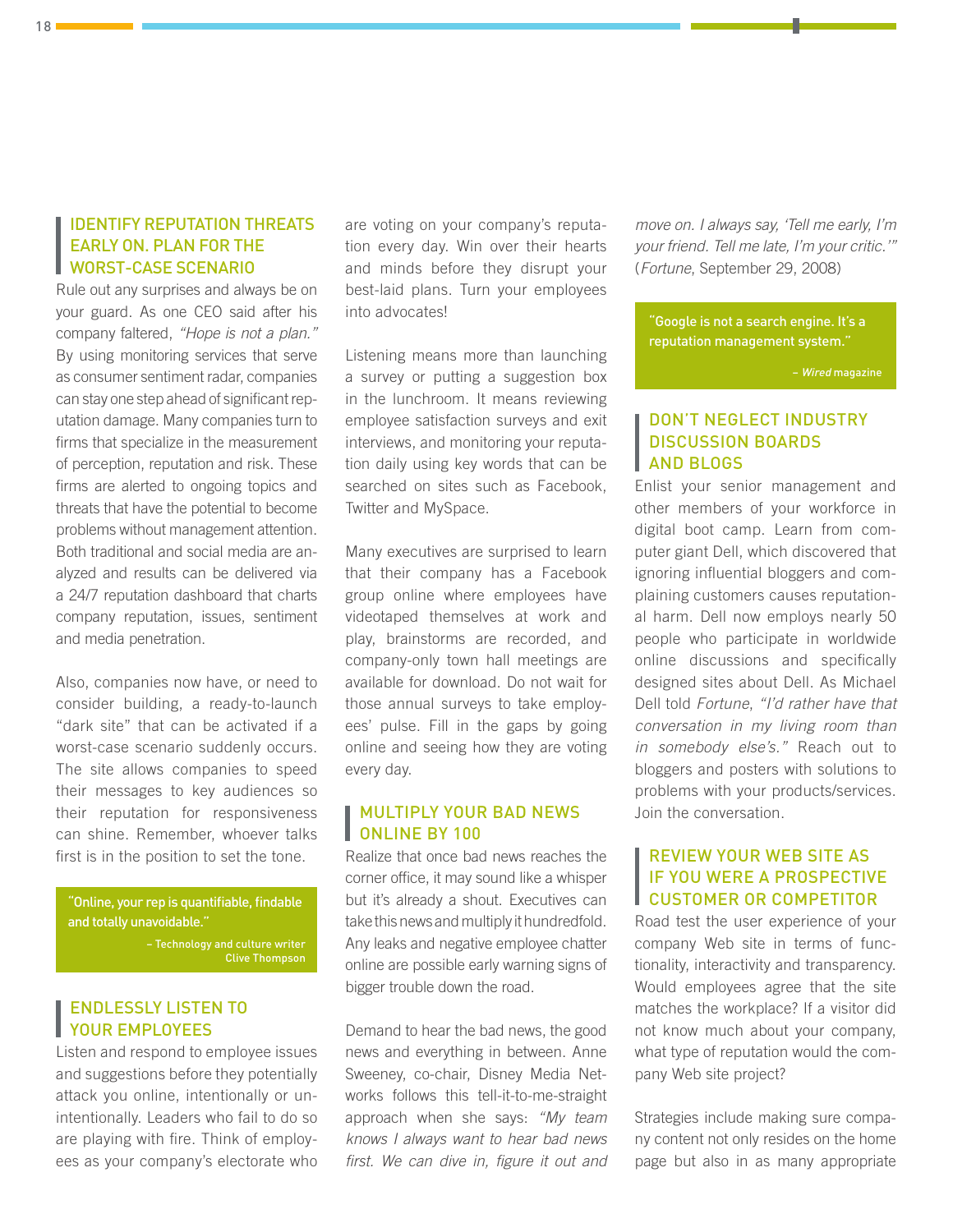## IDENTIFY REPUTATION THREATS EARLY ON. PLAN FOR THE WORST-CASE SCENARIO

Rule out any surprises and always be on your guard. As one CEO said after his company faltered, *"Hope is not a plan."* By using monitoring services that serve as consumer sentiment radar, companies can stay one step ahead of significant reputation damage. Many companies turn to firms that specialize in the measurement of perception, reputation and risk. These firms are alerted to ongoing topics and threats that have the potential to become problems without management attention. Both traditional and social media are analyzed and results can be delivered via a 24/7 reputation dashboard that charts company reputation, issues, sentiment and media penetration.

Also, companies now have, or need to consider building, a ready-to-launch "dark site" that can be activated if a worst-case scenario suddenly occurs. The site allows companies to speed their messages to key audiences so their reputation for responsiveness can shine. Remember, whoever talks first is in the position to set the tone.

> "Online, your rep is quantifiable, findable and totally unavoidable."
>
> – Technology and culture writer Clive Thompson

## ENDLESSLY LISTEN TO YOUR EMPLOYEES

Listen and respond to employee issues and suggestions before they potentially attack you online, intentionally or unintentionally. Leaders who fail to do so are playing with fire. Think of employees as your company's electorate who are voting on your company's reputation every day. Win over their hearts and minds before they disrupt your best-laid plans. Turn your employees into advocates!

Listening means more than launching a survey or putting a suggestion box in the lunchroom. It means reviewing employee satisfaction surveys and exit interviews, and monitoring your reputation daily using key words that can be searched on sites such as Facebook, Twitter and MySpace.

Many executives are surprised to learn that their company has a Facebook group online where employees have videotaped themselves at work and play, brainstorms are recorded, and company-only town hall meetings are available for download. Do not wait for those annual surveys to take employees' pulse. Fill in the gaps by going online and seeing how they are voting every day.

## MULTIPLY YOUR BAD NEWS ONLINE BY 100

Realize that once bad news reaches the corner office, it may sound like a whisper but it's already a shout. Executives can take this news and multiply it hundredfold. Any leaks and negative employee chatter online are possible early warning signs of bigger trouble down the road.

Demand to hear the bad news, the good news and everything in between. Anne Sweeney, co-chair, Disney Media Networks follows this tell-it-to-me-straight approach when she says: *"My team knows I always want to hear bad news first. We can dive in, figure it out and move on. I always say, 'Tell me early, I'm your friend. Tell me late, I'm your critic.'"* (*Fortune*, September 29, 2008)

> "Google is not a search engine. It's a reputation management system."
>
> – *Wired* magazine

## DON'T NEGLECT INDUSTRY DISCUSSION BOARDS AND BLOGS

Enlist your senior management and other members of your workforce in digital boot camp. Learn from computer giant Dell, which discovered that ignoring influential bloggers and complaining customers causes reputational harm. Dell now employs nearly 50 people who participate in worldwide online discussions and specifically designed sites about Dell. As Michael Dell told *Fortune*, *"I'd rather have that conversation in my living room than in somebody else's."* Reach out to bloggers and posters with solutions to problems with your products/services. Join the conversation.

## REVIEW YOUR WEB SITE AS IF YOU WERE A PROSPECTIVE CUSTOMER OR COMPETITOR

Road test the user experience of your company Web site in terms of functionality, interactivity and transparency. Would employees agree that the site matches the workplace? If a visitor did not know much about your company, what type of reputation would the company Web site project?

Strategies include making sure company content not only resides on the home page but also in as many appropriate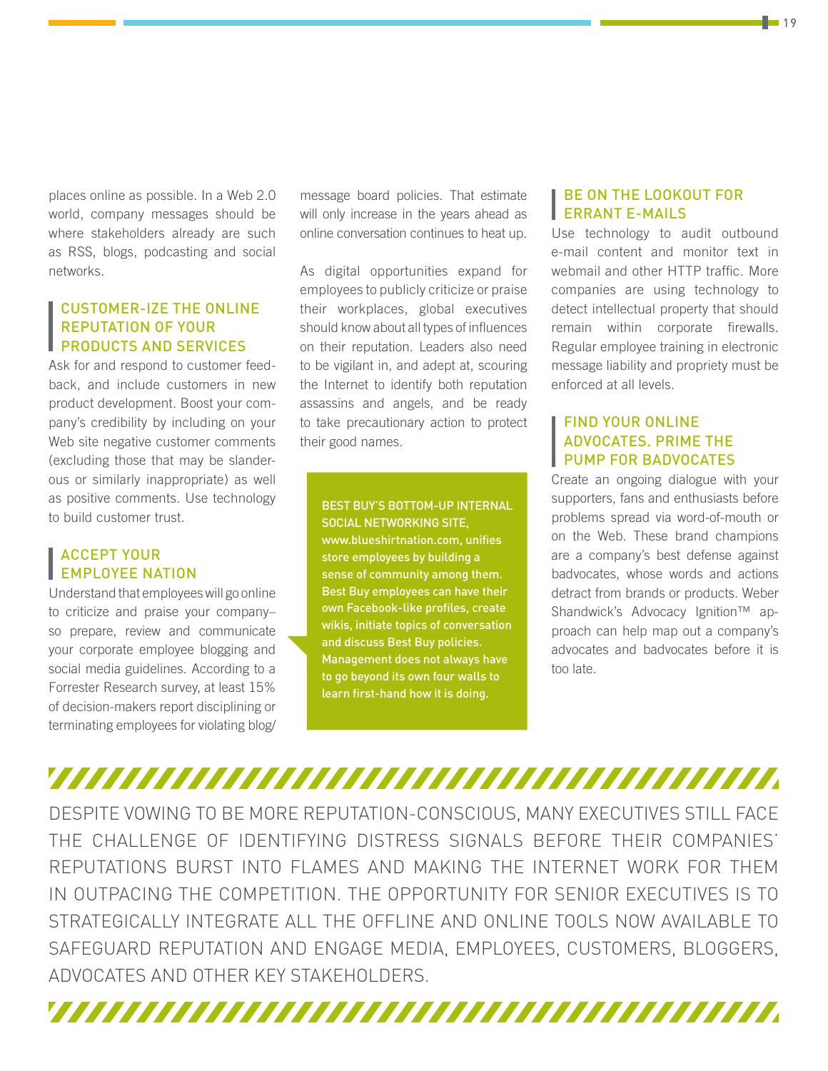places online as possible. In a Web 2.0 world, company messages should be where stakeholders already are such as RSS, blogs, podcasting and social networks.

### CUSTOMER-IZE THE ONLINE REPUTATION OF YOUR PRODUCTS AND SERVICES

Ask for and respond to customer feedback, and include customers in new product development. Boost your company's credibility by including on your Web site negative customer comments (excluding those that may be slanderous or similarly inappropriate) as well as positive comments. Use technology to build customer trust.

### ACCEPT YOUR EMPLOYEE NATION

Understand that employees will go online to criticize and praise your company– so prepare, review and communicate your corporate employee blogging and social media guidelines. According to a Forrester Research survey, at least 15% of decision-makers report disciplining or terminating employees for violating blog/message board policies. That estimate will only increase in the years ahead as online conversation continues to heat up.

As digital opportunities expand for employees to publicly criticize or praise their workplaces, global executives should know about all types of influences on their reputation. Leaders also need to be vigilant in, and adept at, scouring the Internet to identify both reputation assassins and angels, and be ready to take precautionary action to protect their good names.

BEST BUY'S BOTTOM-UP INTERNAL SOCIAL NETWORKING SITE, www.blueshirtnation.com, unifies store employees by building a sense of community among them. Best Buy employees can have their own Facebook-like profiles, create wikis, initiate topics of conversation and discuss Best Buy policies. Management does not always have to go beyond its own four walls to learn first-hand how it is doing.

### BE ON THE LOOKOUT FOR ERRANT E-MAILS

Use technology to audit outbound e-mail content and monitor text in webmail and other HTTP traffic. More companies are using technology to detect intellectual property that should remain within corporate firewalls. Regular employee training in electronic message liability and propriety must be enforced at all levels.

### FIND YOUR ONLINE ADVOCATES. PRIME THE PUMP FOR BADVOCATES

Create an ongoing dialogue with your supporters, fans and enthusiasts before problems spread via word-of-mouth or on the Web. These brand champions are a company's best defense against badvocates, whose words and actions detract from brands or products. Weber Shandwick's Advocacy Ignition™ approach can help map out a company's advocates and badvocates before it is too late.

DESPITE VOWING TO BE MORE REPUTATION-CONSCIOUS, MANY EXECUTIVES STILL FACE THE CHALLENGE OF IDENTIFYING DISTRESS SIGNALS BEFORE THEIR COMPANIES' REPUTATIONS BURST INTO FLAMES AND MAKING THE INTERNET WORK FOR THEM IN OUTPACING THE COMPETITION. THE OPPORTUNITY FOR SENIOR EXECUTIVES IS TO STRATEGICALLY INTEGRATE ALL THE OFFLINE AND ONLINE TOOLS NOW AVAILABLE TO SAFEGUARD REPUTATION AND ENGAGE MEDIA, EMPLOYEES, CUSTOMERS, BLOGGERS, ADVOCATES AND OTHER KEY STAKEHOLDERS.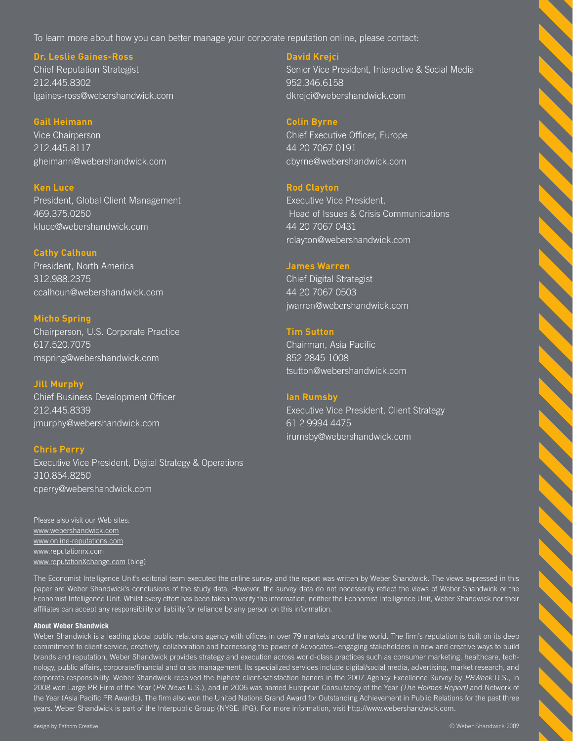To learn more about how you can better manage your corporate reputation online, please contact:

**Dr. Leslie Gaines-Ross**
Chief Reputation Strategist
212.445.8302
lgaines-ross@webershandwick.com

**Gail Heimann**
Vice Chairperson
212.445.8117
gheimann@webershandwick.com

**Ken Luce**
President, Global Client Management
469.375.0250
kluce@webershandwick.com

**Cathy Calhoun**
President, North America
312.988.2375
ccalhoun@webershandwick.com

**Micho Spring**
Chairperson, U.S. Corporate Practice
617.520.7075
mspring@webershandwick.com

**Jill Murphy**
Chief Business Development Officer
212.445.8339
jmurphy@webershandwick.com

**Chris Perry**
Executive Vice President, Digital Strategy & Operations
310.854.8250
cperry@webershandwick.com

**David Krejci**
Senior Vice President, Interactive & Social Media
952.346.6158
dkrejci@webershandwick.com

**Colin Byrne**
Chief Executive Officer, Europe
44 20 7067 0191
cbyrne@webershandwick.com

**Rod Clayton**
Executive Vice President,
Head of Issues & Crisis Communications
44 20 7067 0431
rclayton@webershandwick.com

**James Warren**
Chief Digital Strategist
44 20 7067 0503
jwarren@webershandwick.com

**Tim Sutton**
Chairman, Asia Pacific
852 2845 1008
tsutton@webershandwick.com

**Ian Rumsby**
Executive Vice President, Client Strategy
61 2 9994 4475
irumsby@webershandwick.com

Please also visit our Web sites:
www.webershandwick.com
www.online-reputations.com
www.reputationrx.com
www.reputationXchange.com (blog)

The Economist Intelligence Unit's editorial team executed the online survey and the report was written by Weber Shandwick. The views expressed in this paper are Weber Shandwick's conclusions of the study data. However, the survey data do not necessarily reflect the views of Weber Shandwick or the Economist Intelligence Unit. Whilst every effort has been taken to verify the information, neither the Economist Intelligence Unit, Weber Shandwick nor their affiliates can accept any responsibility or liability for reliance by any person on this information.

**About Weber Shandwick**

Weber Shandwick is a leading global public relations agency with offices in over 79 markets around the world. The firm's reputation is built on its deep commitment to client service, creativity, collaboration and harnessing the power of Advocates–engaging stakeholders in new and creative ways to build brands and reputation. Weber Shandwick provides strategy and execution across world-class practices such as consumer marketing, healthcare, technology, public affairs, corporate/financial and crisis management. Its specialized services include digital/social media, advertising, market research, and corporate responsibility. Weber Shandwick received the highest client-satisfaction honors in the 2007 Agency Excellence Survey by *PRWeek* U.S., in 2008 won Large PR Firm of the Year (*PR News* U.S.), and in 2006 was named European Consultancy of the Year *(The Holmes Report)* and Network of the Year (Asia Pacific PR Awards). The firm also won the United Nations Grand Award for Outstanding Achievement in Public Relations for the past three years. Weber Shandwick is part of the Interpublic Group (NYSE: IPG). For more information, visit http://www.webershandwick.com.

design by Fathom Creative

© Weber Shandwick 2009